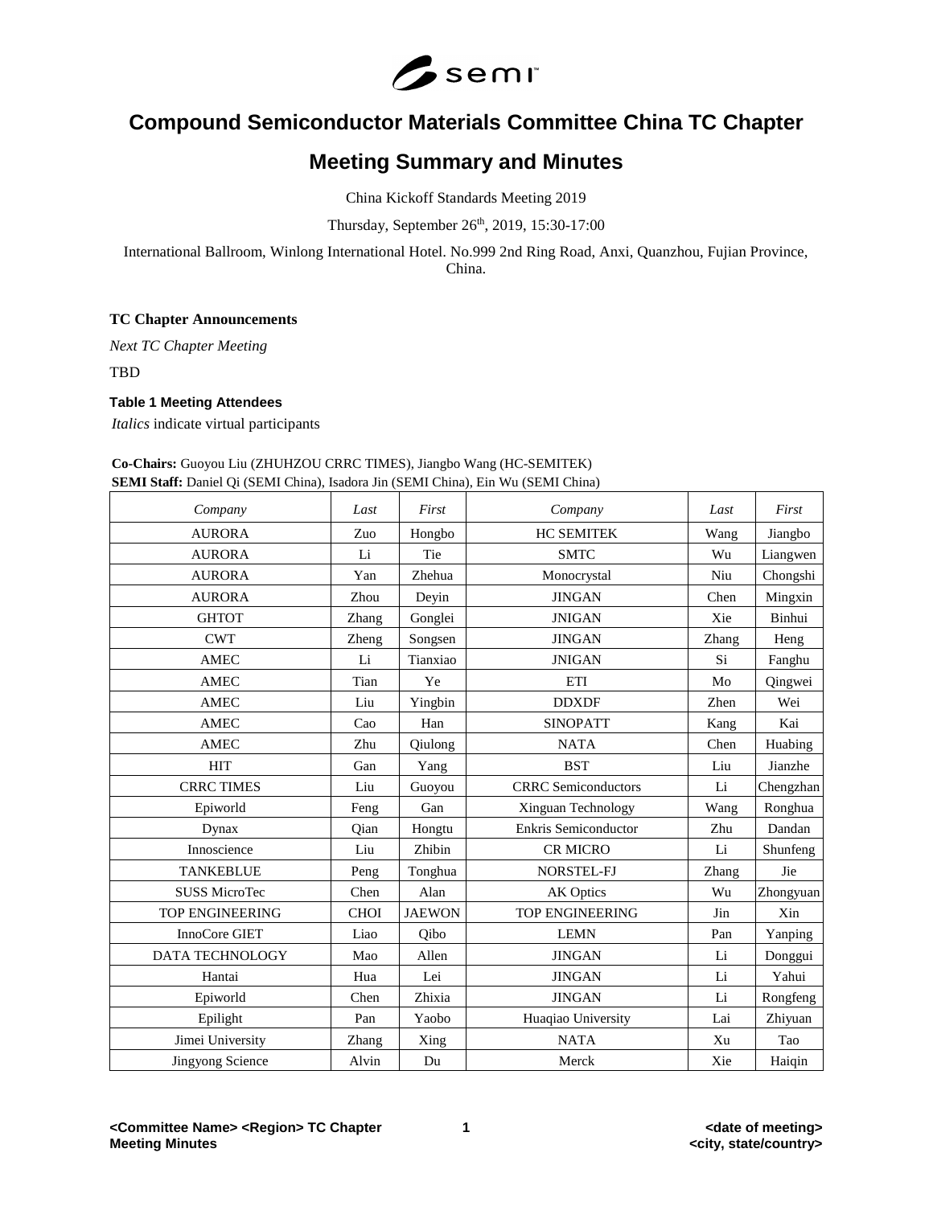# Compound Semiconductor Materials Committee China TC Chapter

# Meeting Summary and Minutes

China Kickoff Standards Meeting 2019

Thursday, September 26th, 2019, 15:30-17:00

International Ballroom, Winlong International Hotel. No.999 2nd Ring Road, Anxi, Quanzhou, Fujian Province, China.

**TC Chapter Announcements**

*Next TC Chapter Meeting*

TBD

**Table 1 Meeting Attendees**

*Italics* indicate virtual participants

**Co-Chairs:** Guoyou Liu (ZHUHZOU CRRC TIMES), Jiangbo Wang (HC-SEMITEK)
**SEMI Staff:** Daniel Qi (SEMI China), Isadora Jin (SEMI China), Ein Wu (SEMI China)

| *Company* | *Last* | *First* | *Company* | *Last* | *First* |
|---|---|---|---|---|---|
| AURORA | Zuo | Hongbo | HC SEMITEK | Wang | Jiangbo |
| AURORA | Li | Tie | SMTC | Wu | Liangwen |
| AURORA | Yan | Zhehua | Monocrystal | Niu | Chongshi |
| AURORA | Zhou | Deyin | JINGAN | Chen | Mingxin |
| GHTOT | Zhang | Gonglei | JNIGAN | Xie | Binhui |
| CWT | Zheng | Songsen | JINGAN | Zhang | Heng |
| AMEC | Li | Tianxiao | JNIGAN | Si | Fanghu |
| AMEC | Tian | Ye | ETI | Mo | Qingwei |
| AMEC | Liu | Yingbin | DDXDF | Zhen | Wei |
| AMEC | Cao | Han | SINOPATT | Kang | Kai |
| AMEC | Zhu | Qiulong | NATA | Chen | Huabing |
| HIT | Gan | Yang | BST | Liu | Jianzhe |
| CRRC TIMES | Liu | Guoyou | CRRC Semiconductors | Li | Chengzhan |
| Epiworld | Feng | Gan | Xinguan Technology | Wang | Ronghua |
| Dynax | Qian | Hongtu | Enkris Semiconductor | Zhu | Dandan |
| Innoscience | Liu | Zhibin | CR MICRO | Li | Shunfeng |
| TANKEBLUE | Peng | Tonghua | NORSTEL-FJ | Zhang | Jie |
| SUSS MicroTec | Chen | Alan | AK Optics | Wu | Zhongyuan |
| TOP ENGINEERING | CHOI | JAEWON | TOP ENGINEERING | Jin | Xin |
| InnoCore GIET | Liao | Qibo | LEMN | Pan | Yanping |
| DATA TECHNOLOGY | Mao | Allen | JINGAN | Li | Donggui |
| Hantai | Hua | Lei | JINGAN | Li | Yahui |
| Epiworld | Chen | Zhixia | JINGAN | Li | Rongfeng |
| Epilight | Pan | Yaobo | Huaqiao University | Lai | Zhiyuan |
| Jimei University | Zhang | Xing | NATA | Xu | Tao |
| Jingyong Science | Alvin | Du | Merck | Xie | Haiqin |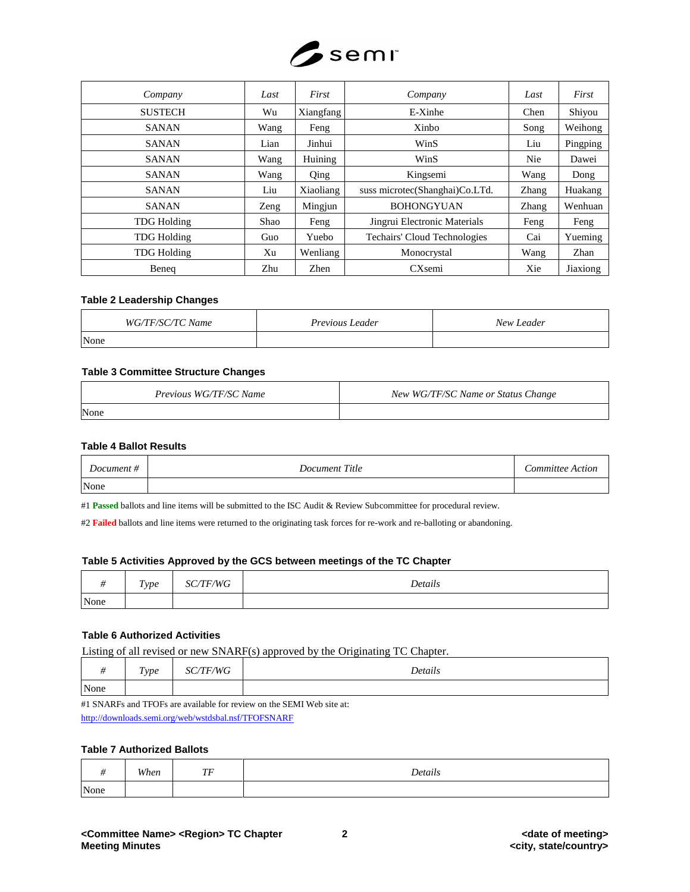| *Company* | *Last* | *First* | *Company* | *Last* | *First* |
|---|---|---|---|---|---|
| SUSTECH | Wu | Xiangfang | E-Xinhe | Chen | Shiyou |
| SANAN | Wang | Feng | Xinbo | Song | Weihong |
| SANAN | Lian | Jinhui | WinS | Liu | Pingping |
| SANAN | Wang | Huining | WinS | Nie | Dawei |
| SANAN | Wang | Qing | Kingsemi | Wang | Dong |
| SANAN | Liu | Xiaoliang | suss microtec(Shanghai)Co.LTd. | Zhang | Huakang |
| SANAN | Zeng | Mingjun | BOHONGYUAN | Zhang | Wenhuan |
| TDG Holding | Shao | Feng | Jingrui Electronic Materials | Feng | Feng |
| TDG Holding | Guo | Yuebo | Techairs' Cloud Technologies | Cai | Yueming |
| TDG Holding | Xu | Wenliang | Monocrystal | Wang | Zhan |
| Beneq | Zhu | Zhen | CXsemi | Xie | Jiaxiong |

**Table 2 Leadership Changes**

| *WG/TF/SC/TC Name* | *Previous Leader* | *New Leader* |
|---|---|---|
| None | | |

**Table 3 Committee Structure Changes**

| *Previous WG/TF/SC Name* | *New WG/TF/SC Name or Status Change* |
|---|---|
| None | |

**Table 4 Ballot Results**

| *Document #* | *Document Title* | *Committee Action* |
|---|---|---|
| None | | |

#1 **Passed** ballots and line items will be submitted to the ISC Audit & Review Subcommittee for procedural review.

#2 **Failed** ballots and line items were returned to the originating task forces for re-work and re-balloting or abandoning.

**Table 5 Activities Approved by the GCS between meetings of the TC Chapter**

| *#* | *Type* | *SC/TF/WG* | *Details* |
|---|---|---|---|
| None | | | |

**Table 6 Authorized Activities**

Listing of all revised or new SNARF(s) approved by the Originating TC Chapter.

| *#* | *Type* | *SC/TF/WG* | *Details* |
|---|---|---|---|
| None | | | |

#1 SNARFs and TFOFs are available for review on the SEMI Web site at:
http://downloads.semi.org/web/wstdsbal.nsf/TFOFSNARF

**Table 7 Authorized Ballots**

| *#* | *When* | *TF* | *Details* |
|---|---|---|---|
| None | | | |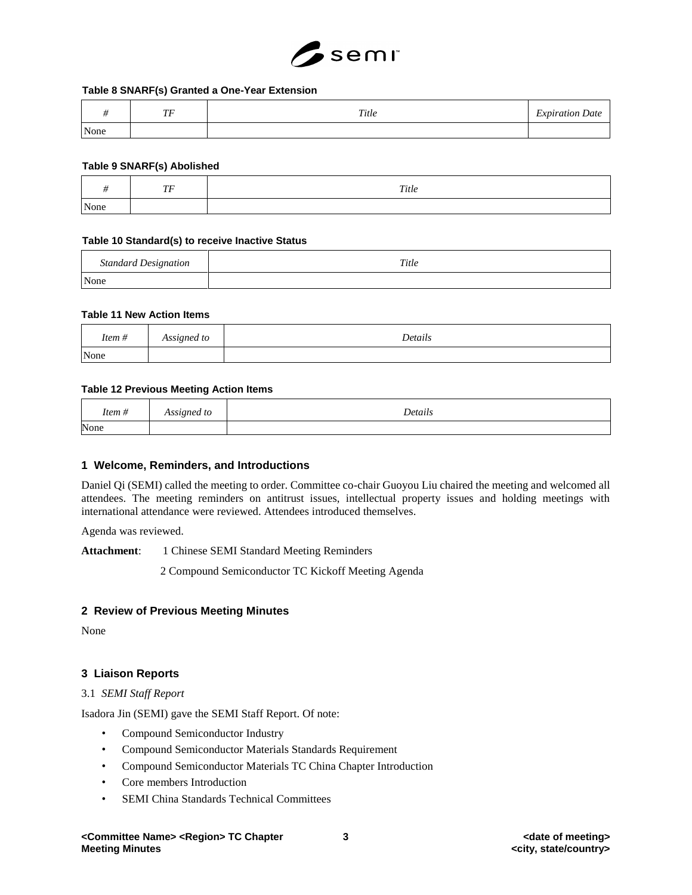**Table 8 SNARF(s) Granted a One-Year Extension**

| # | TF | Title | Expiration Date |
|---|---|---|---|
| None | | | |

**Table 9 SNARF(s) Abolished**

| # | TF | Title |
|---|---|---|
| None | | |

**Table 10 Standard(s) to receive Inactive Status**

| Standard Designation | Title |
|---|---|
| None | |

**Table 11 New Action Items**

| Item # | Assigned to | Details |
|---|---|---|
| None | | |

**Table 12 Previous Meeting Action Items**

| Item # | Assigned to | Details |
|---|---|---|
| None | | |

## 1 Welcome, Reminders, and Introductions

Daniel Qi (SEMI) called the meeting to order. Committee co-chair Guoyou Liu chaired the meeting and welcomed all attendees. The meeting reminders on antitrust issues, intellectual property issues and holding meetings with international attendance were reviewed. Attendees introduced themselves.

Agenda was reviewed.

**Attachment**: 1 Chinese SEMI Standard Meeting Reminders

2 Compound Semiconductor TC Kickoff Meeting Agenda

## 2 Review of Previous Meeting Minutes

None

## 3 Liaison Reports

3.1 *SEMI Staff Report*

Isadora Jin (SEMI) gave the SEMI Staff Report. Of note:

- Compound Semiconductor Industry
- Compound Semiconductor Materials Standards Requirement
- Compound Semiconductor Materials TC China Chapter Introduction
- Core members Introduction
- SEMI China Standards Technical Committees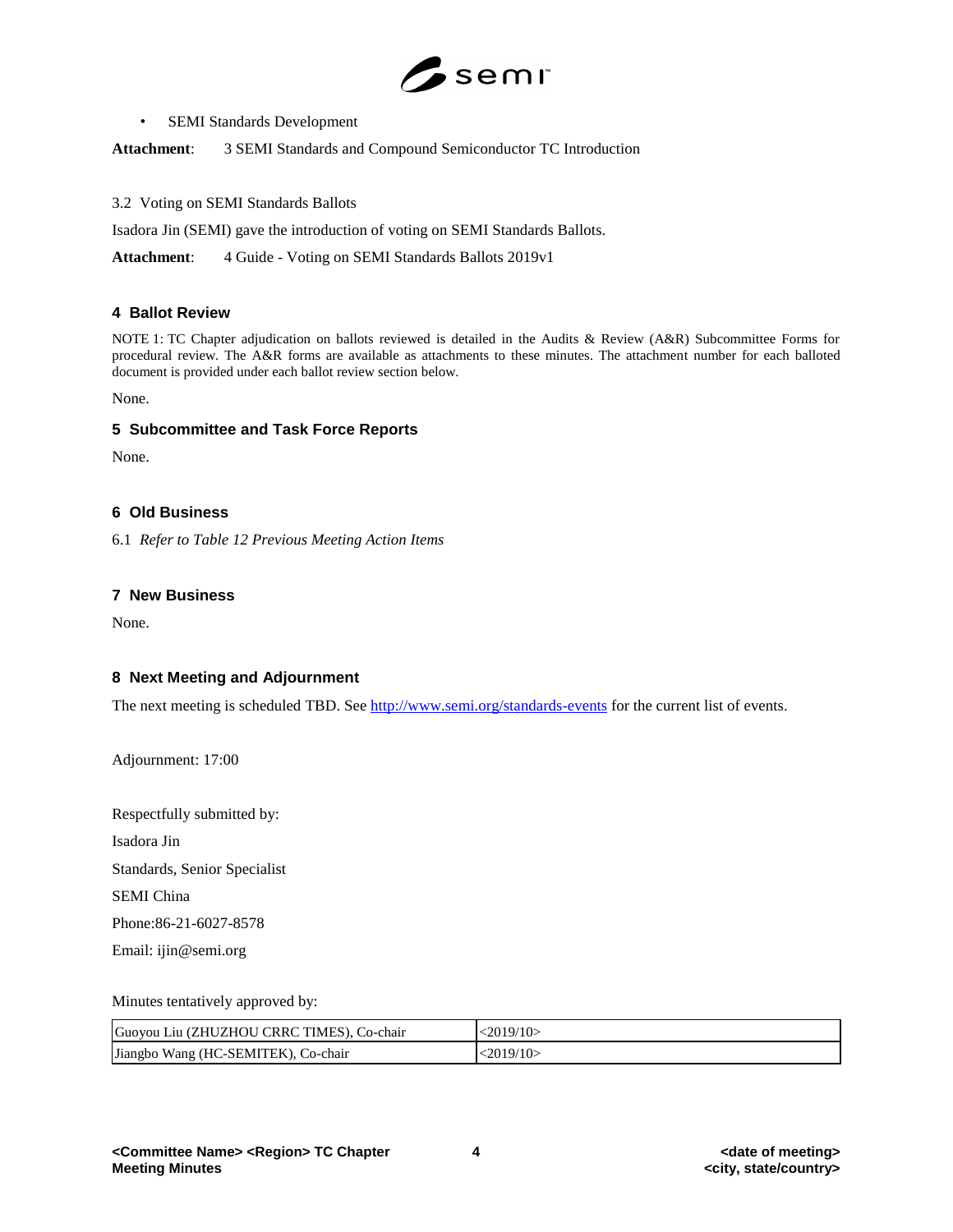- SEMI Standards Development

**Attachment**: 3 SEMI Standards and Compound Semiconductor TC Introduction

3.2 Voting on SEMI Standards Ballots

Isadora Jin (SEMI) gave the introduction of voting on SEMI Standards Ballots.

**Attachment**: 4 Guide - Voting on SEMI Standards Ballots 2019v1

## 4 Ballot Review

NOTE 1: TC Chapter adjudication on ballots reviewed is detailed in the Audits & Review (A&R) Subcommittee Forms for procedural review. The A&R forms are available as attachments to these minutes. The attachment number for each balloted document is provided under each ballot review section below.

None.

## 5 Subcommittee and Task Force Reports

None.

## 6 Old Business

6.1 *Refer to Table 12 Previous Meeting Action Items*

## 7 New Business

None.

## 8 Next Meeting and Adjournment

The next meeting is scheduled TBD. See http://www.semi.org/standards-events for the current list of events.

Adjournment: 17:00

Respectfully submitted by:

Isadora Jin

Standards, Senior Specialist

SEMI China

Phone:86-21-6027-8578

Email: ijin@semi.org

Minutes tentatively approved by:

| | |
|---|---|
| Guoyou Liu (ZHUZHOU CRRC TIMES), Co-chair | <2019/10> |
| Jiangbo Wang (HC-SEMITEK), Co-chair | <2019/10> |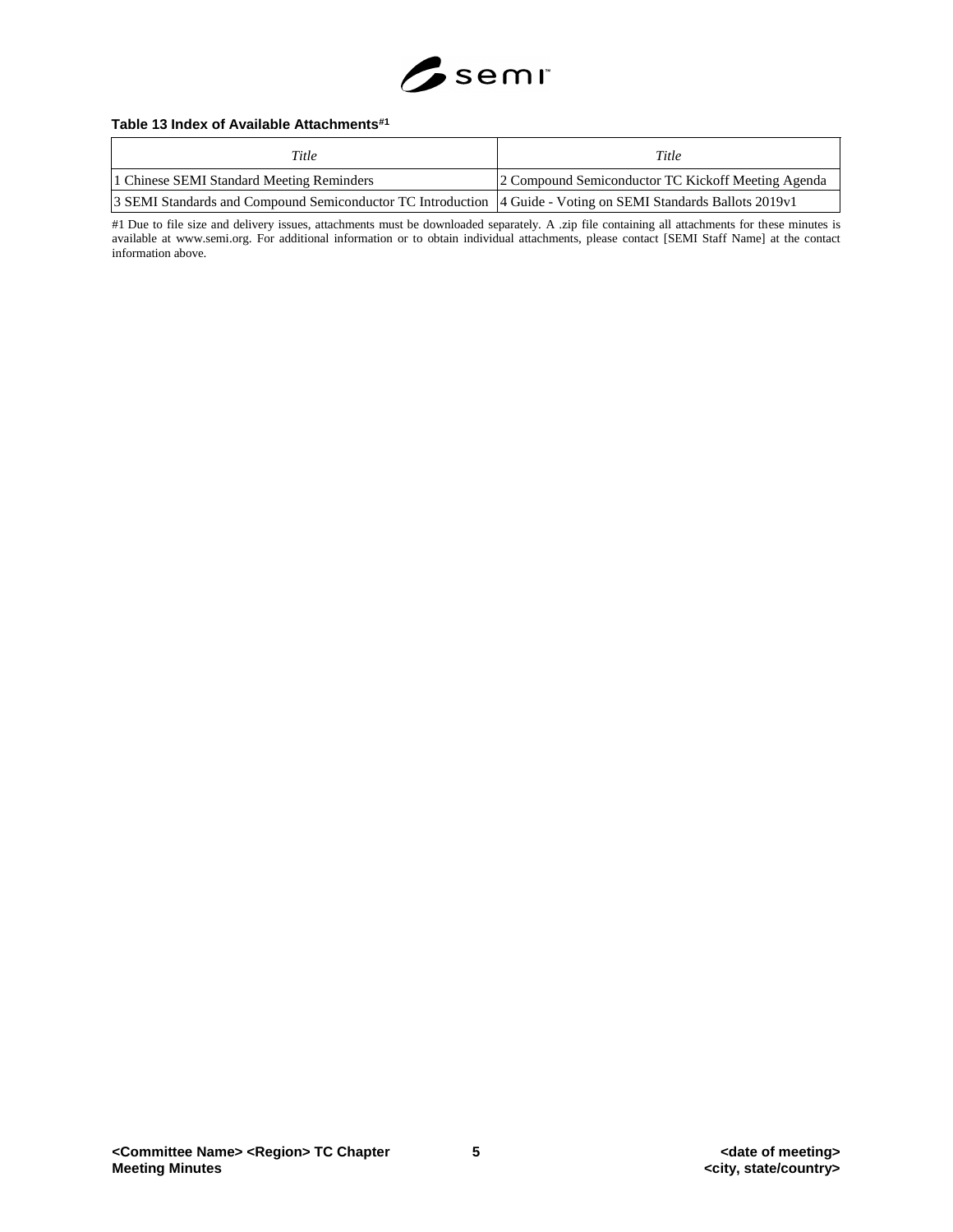**Table 13 Index of Available Attachments#1**

| *Title* | *Title* |
|---|---|
| 1 Chinese SEMI Standard Meeting Reminders | 2 Compound Semiconductor TC Kickoff Meeting Agenda |
| 3 SEMI Standards and Compound Semiconductor TC Introduction | 4 Guide - Voting on SEMI Standards Ballots 2019v1 |

#1 Due to file size and delivery issues, attachments must be downloaded separately. A .zip file containing all attachments for these minutes is available at www.semi.org. For additional information or to obtain individual attachments, please contact [SEMI Staff Name] at the contact information above.